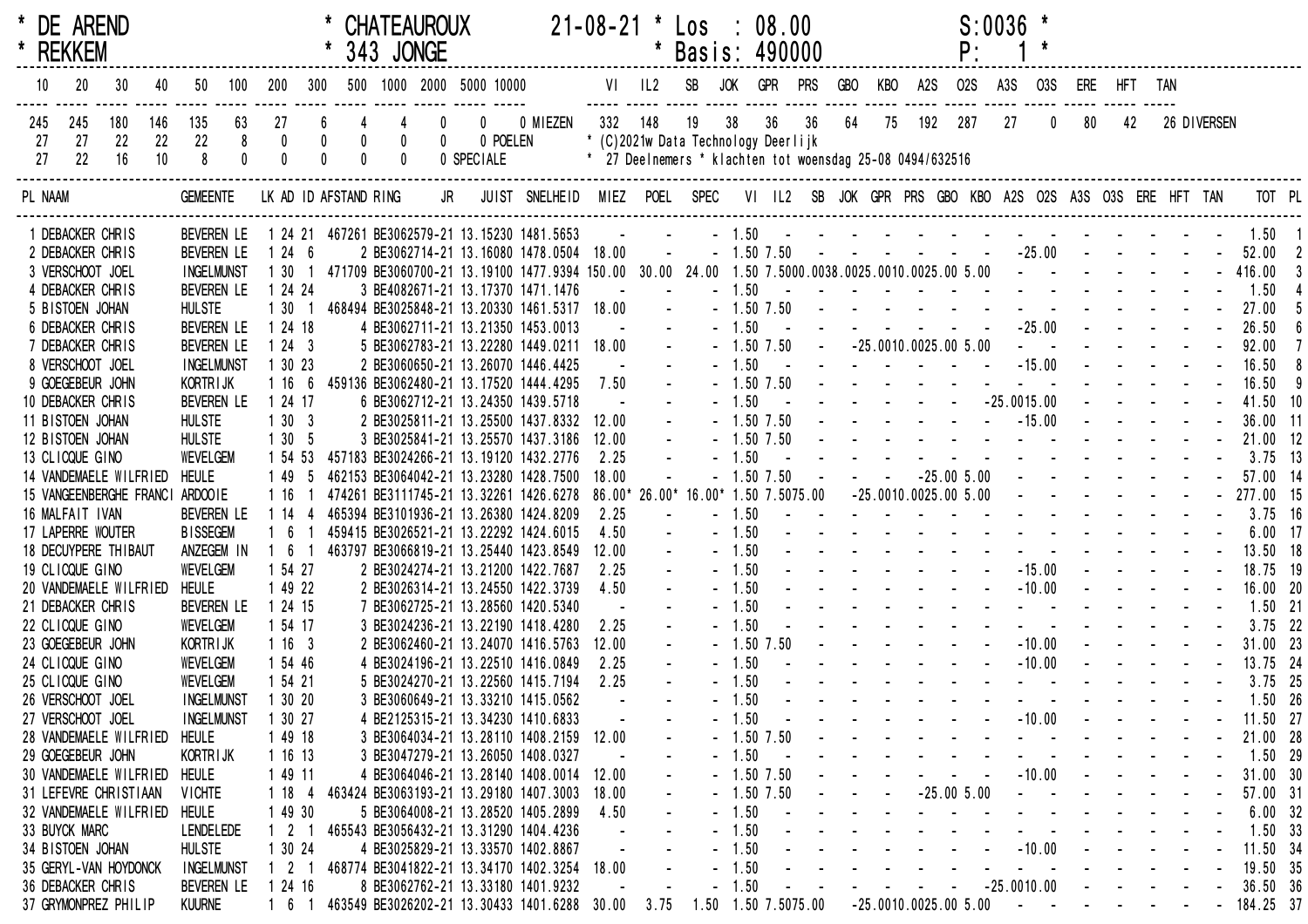\* DE AREND \* CHATEAUROUX 21-08-21 \* Los : 08.00 S:0036 \*
\* REKKEM \* 343 JONGE \* Basis: 490000 P: 1 \*

| 10 | 20 | 30 | 40 | 50 | 100 | 200 | 300 | 500 | 1000 | 2000 | 5000 | 10000 | |
|---|---|---|---|---|---|---|---|---|---|---|---|---|---|
| 245 | 245 | 180 | 146 | 135 | 63 | 27 | 6 | 4 | 4 | 0 | 0 | 0 | MIEZEN |
| 27 | 27 | 22 | 22 | 22 | 8 | 0 | 0 | 0 | 0 | 0 | 0 | | POELEN |
| 27 | 22 | 16 | 10 | 8 | 0 | 0 | 0 | 0 | 0 | 0 | | | SPECIALE |

| VI | IL2 | SB | JOK | GPR | PRS | GBO | KBO | A2S | O2S | A3S | O3S | ERE | HFT | TAN | |
|---|---|---|---|---|---|---|---|---|---|---|---|---|---|---|---|
| 332 | 148 | 19 | 38 | 36 | 36 | 64 | 75 | 192 | 287 | 27 | 0 | 80 | 42 | 26 | DIVERSEN |

\* (C)2021w Data Technology Deerlijk
\* 27 Deelnemers \* klachten tot woensdag 25-08 0494/632516

| PL | NAAM | GEMEENTE | LK | AD | ID | AFSTAND | RING JR | JUIST | SNELHEID | MIEZ | POEL | SPEC | VI | IL2 | SB | JOK | GPR | PRS | GBO | KBO | A2S | O2S | A3S | O3S | ERE | HFT | TAN | TOT | PL |
|---|---|---|---|---|---|---|---|---|---|---|---|---|---|---|---|---|---|---|---|---|---|---|---|---|---|---|---|---|---|
| 1 | DEBACKER CHRIS | BEVEREN LE | 1 | 24 | 21 | 467261 | BE3062579-21 | 13.15230 | 1481.5653 | - | - | - | 1.50 | - | - | - | - | - | - | - | - | - | - | - | - | - | - | 1.50 | 1 |
| 2 | DEBACKER CHRIS | BEVEREN LE | 1 | 24 | 6 | 2 | BE3062714-21 | 13.16080 | 1478.0504 | 18.00 | - | - | 1.50 | 7.50 | - | - | - | - | - | - | - | 25.00 | - | - | - | - | - | 52.00 | 2 |
| 3 | VERSCHOOT JOEL | INGELMUNST | 1 | 30 | 1 | 471709 | BE3060700-21 | 13.19100 | 1477.9394 | 150.00 | 30.00 | 24.00 | 1.50 | 7.50 | 00.00 | 38.00 | 25.00 | 10.00 | 25.00 | 5.00 | - | - | - | - | - | - | - | 416.00 | 3 |
| 4 | DEBACKER CHRIS | BEVEREN LE | 1 | 24 | 24 | 3 | BE4082671-21 | 13.17370 | 1471.1476 | - | - | - | 1.50 | - | - | - | - | - | - | - | - | - | - | - | - | - | - | 1.50 | 4 |
| 5 | BISTOEN JOHAN | HULSTE | 1 | 30 | 1 | 468494 | BE3025848-21 | 13.20330 | 1461.5317 | 18.00 | - | - | 1.50 | 7.50 | - | - | - | - | - | - | - | - | - | - | - | - | - | 27.00 | 5 |
| 6 | DEBACKER CHRIS | BEVEREN LE | 1 | 24 | 18 | 4 | BE3062711-21 | 13.21350 | 1453.0013 | - | - | - | 1.50 | - | - | - | - | - | - | - | - | 25.00 | - | - | - | - | - | 26.50 | 6 |
| 7 | DEBACKER CHRIS | BEVEREN LE | 1 | 24 | 3 | 5 | BE3062783-21 | 13.22280 | 1449.0211 | 18.00 | - | - | 1.50 | 7.50 | - | - | 25.00 | 10.00 | 25.00 | 5.00 | - | - | - | - | - | - | - | 92.00 | 7 |
| 8 | VERSCHOOT JOEL | INGELMUNST | 1 | 30 | 23 | 2 | BE3060650-21 | 13.26070 | 1446.4425 | - | - | - | 1.50 | - | - | - | - | - | - | - | - | 15.00 | - | - | - | - | - | 16.50 | 8 |
| 9 | GOEGEBEUR JOHN | KORTRIJK | 1 | 16 | 6 | 459136 | BE3062480-21 | 13.17520 | 1444.4295 | 7.50 | - | - | 1.50 | 7.50 | - | - | - | - | - | - | - | - | - | - | - | - | - | 16.50 | 9 |
| 10 | DEBACKER CHRIS | BEVEREN LE | 1 | 24 | 17 | 6 | BE3062712-21 | 13.24350 | 1439.5718 | - | - | - | 1.50 | - | - | - | - | - | - | - | 25.00 | 15.00 | - | - | - | - | - | 41.50 | 10 |
| 11 | BISTOEN JOHAN | HULSTE | 1 | 30 | 3 | 2 | BE3025811-21 | 13.25500 | 1437.8332 | 12.00 | - | - | 1.50 | 7.50 | - | - | - | - | - | - | - | 15.00 | - | - | - | - | - | 36.00 | 11 |
| 12 | BISTOEN JOHAN | HULSTE | 1 | 30 | 5 | 3 | BE3025841-21 | 13.25570 | 1437.3186 | 12.00 | - | - | 1.50 | 7.50 | - | - | - | - | - | - | - | - | - | - | - | - | - | 21.00 | 12 |
| 13 | CLICQUE GINO | WEVELGEM | 1 | 54 | 53 | 457183 | BE3024266-21 | 13.19120 | 1432.2776 | 2.25 | - | - | 1.50 | - | - | - | - | - | - | - | - | - | - | - | - | - | - | 3.75 | 13 |
| 14 | VANDEMAELE WILFRIED | HEULE | 1 | 49 | 5 | 462153 | BE3064042-21 | 13.23280 | 1428.7500 | 18.00 | - | - | 1.50 | 7.50 | - | - | - | - | 25.00 | 5.00 | - | - | - | - | - | - | - | 57.00 | 14 |
| 15 | VANGEENBERGHE FRANCI | ARDOOIE | 1 | 16 | 1 | 474261 | BE3111745-21 | 13.32261 | 1426.6278 | 86.00* | 26.00* | 16.00* | 1.50 | 7.50 | 75.00 | - | 25.00 | 10.00 | 25.00 | 5.00 | - | - | - | - | - | - | - | 277.00 | 15 |
| 16 | MALFAIT IVAN | BEVEREN LE | 1 | 14 | 4 | 465394 | BE3101936-21 | 13.26380 | 1424.8209 | 2.25 | - | - | 1.50 | - | - | - | - | - | - | - | - | - | - | - | - | - | - | 3.75 | 16 |
| 17 | LAPERRE WOUTER | BISSEGEM | 1 | 6 | 1 | 459415 | BE3026521-21 | 13.22292 | 1424.6015 | 4.50 | - | - | 1.50 | - | - | - | - | - | - | - | - | - | - | - | - | - | - | 6.00 | 17 |
| 18 | DECUYPERE THIBAUT | ANZEGEM IN | 1 | 6 | 1 | 463797 | BE3066819-21 | 13.25440 | 1423.8549 | 12.00 | - | - | 1.50 | - | - | - | - | - | - | - | - | - | - | - | - | - | - | 13.50 | 18 |
| 19 | CLICQUE GINO | WEVELGEM | 1 | 54 | 27 | 2 | BE3024274-21 | 13.21200 | 1422.7687 | 2.25 | - | - | 1.50 | - | - | - | - | - | - | - | - | 15.00 | - | - | - | - | - | 18.75 | 19 |
| 20 | VANDEMAELE WILFRIED | HEULE | 1 | 49 | 22 | 2 | BE3026314-21 | 13.24550 | 1422.3739 | 4.50 | - | - | 1.50 | - | - | - | - | - | - | - | - | 10.00 | - | - | - | - | - | 16.00 | 20 |
| 21 | DEBACKER CHRIS | BEVEREN LE | 1 | 24 | 15 | 7 | BE3062725-21 | 13.28560 | 1420.5340 | - | - | - | 1.50 | - | - | - | - | - | - | - | - | - | - | - | - | - | - | 1.50 | 21 |
| 22 | CLICQUE GINO | WEVELGEM | 1 | 54 | 17 | 3 | BE3024236-21 | 13.22190 | 1418.4280 | 2.25 | - | - | 1.50 | - | - | - | - | - | - | - | - | - | - | - | - | - | - | 3.75 | 22 |
| 23 | GOEGEBEUR JOHN | KORTRIJK | 1 | 16 | 3 | 2 | BE3062460-21 | 13.24070 | 1416.5763 | 12.00 | - | - | 1.50 | 7.50 | - | - | - | - | - | - | - | 10.00 | - | - | - | - | - | 31.00 | 23 |
| 24 | CLICQUE GINO | WEVELGEM | 1 | 54 | 46 | 4 | BE3024196-21 | 13.22510 | 1416.0849 | 2.25 | - | - | 1.50 | - | - | - | - | - | - | - | - | 10.00 | - | - | - | - | - | 13.75 | 24 |
| 25 | CLICQUE GINO | WEVELGEM | 1 | 54 | 21 | 5 | BE3024270-21 | 13.22560 | 1415.7194 | 2.25 | - | - | 1.50 | - | - | - | - | - | - | - | - | - | - | - | - | - | - | 3.75 | 25 |
| 26 | VERSCHOOT JOEL | INGELMUNST | 1 | 30 | 20 | 3 | BE3060649-21 | 13.33210 | 1415.0562 | - | - | - | 1.50 | - | - | - | - | - | - | - | - | - | - | - | - | - | - | 1.50 | 26 |
| 27 | VERSCHOOT JOEL | INGELMUNST | 1 | 30 | 27 | 4 | BE2125315-21 | 13.34230 | 1410.6833 | - | - | - | 1.50 | - | - | - | - | - | - | - | - | 10.00 | - | - | - | - | - | 11.50 | 27 |
| 28 | VANDEMAELE WILFRIED | HEULE | 1 | 49 | 18 | 3 | BE3064034-21 | 13.28110 | 1408.2159 | 12.00 | - | - | 1.50 | 7.50 | - | - | - | - | - | - | - | - | - | - | - | - | - | 21.00 | 28 |
| 29 | GOEGEBEUR JOHN | KORTRIJK | 1 | 16 | 13 | 3 | BE3047279-21 | 13.26050 | 1408.0327 | - | - | - | 1.50 | - | - | - | - | - | - | - | - | - | - | - | - | - | - | 1.50 | 29 |
| 30 | VANDEMAELE WILFRIED | HEULE | 1 | 49 | 11 | 4 | BE3064046-21 | 13.28140 | 1408.0014 | 12.00 | - | - | 1.50 | 7.50 | - | - | - | - | - | - | - | 10.00 | - | - | - | - | - | 31.00 | 30 |
| 31 | LEFEVRE CHRISTIAAN | VICHTE | 1 | 18 | 4 | 463424 | BE3063193-21 | 13.29180 | 1407.3003 | 18.00 | - | - | 1.50 | 7.50 | - | - | - | - | 25.00 | 5.00 | - | - | - | - | - | - | - | 57.00 | 31 |
| 32 | VANDEMAELE WILFRIED | HEULE | 1 | 49 | 30 | 5 | BE3064008-21 | 13.28520 | 1405.2899 | 4.50 | - | - | 1.50 | - | - | - | - | - | - | - | - | - | - | - | - | - | - | 6.00 | 32 |
| 33 | BUYCK MARC | LENDELEDE | 1 | 2 | 1 | 465543 | BE3056432-21 | 13.31290 | 1404.4236 | - | - | - | 1.50 | - | - | - | - | - | - | - | - | - | - | - | - | - | - | 1.50 | 33 |
| 34 | BISTOEN JOHAN | HULSTE | 1 | 30 | 24 | 4 | BE3025829-21 | 13.33570 | 1402.8867 | - | - | - | 1.50 | - | - | - | - | - | - | - | - | 10.00 | - | - | - | - | - | 11.50 | 34 |
| 35 | GERYL-VAN HOYDONCK | INGELMUNST | 1 | 2 | 1 | 468774 | BE3041822-21 | 13.34170 | 1402.3254 | 18.00 | - | - | 1.50 | - | - | - | - | - | - | - | - | - | - | - | - | - | - | 19.50 | 35 |
| 36 | DEBACKER CHRIS | BEVEREN LE | 1 | 24 | 16 | 8 | BE3062762-21 | 13.33180 | 1401.9232 | - | - | - | 1.50 | - | - | - | - | - | - | - | 25.00 | 10.00 | - | - | - | - | - | 36.50 | 36 |
| 37 | GRYMONPREZ PHILIP | KUURNE | 1 | 6 | 1 | 463549 | BE3026202-21 | 13.30433 | 1401.6288 | 30.00 | 3.75 | 1.50 | 1.50 | 7.50 | 75.00 | - | 25.00 | 10.00 | 25.00 | 5.00 | - | - | - | - | - | - | - | 184.25 | 37 |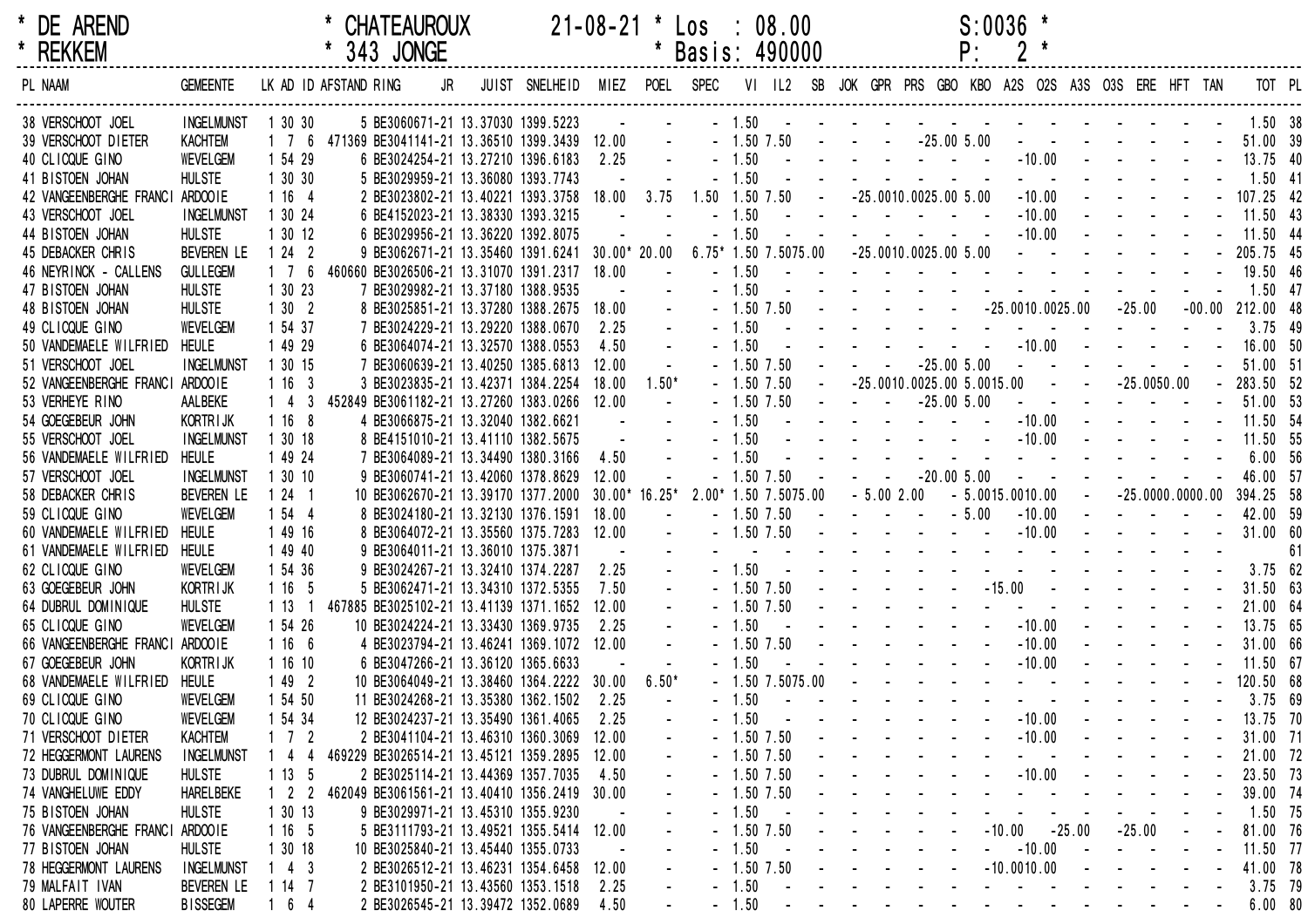\* DE AREND \* CHATEAUROUX 21-08-21 \* Los : 08.00 S:0036 \*

\* REKKEM \* 343 JONGE \* Basis: 490000 P: 2 \*

| PL | NAAM | GEMEENTE | LK | AD | ID | AFSTAND | RING | JR | JUIST | SNELHEID | MIEZ | POEL | SPEC | VI | IL2 | SB | JOK | GPR | PRS | GBO | KBO | A2S | O2S | A3S | O3S | ERE | HFT | TAN | TOT | PL |
|---|---|---|---|---|---|---|---|---|---|---|---|---|---|---|---|---|---|---|---|---|---|---|---|---|---|---|---|---|---|---|
| 38 | VERSCHOOT JOEL | INGELMUNST | 1 | 30 | 30 | 5 | BE3060671 | 21 | 13.37030 | 1399.5223 | - | - | - | 1.50 | - | - | - | - | - | - | - | - | - | - | - | - | - | - | 1.50 | 38 |
| 39 | VERSCHOOT DIETER | KACHTEM | 1 | 7 | 6 | 471369 | BE3041141 | 21 | 13.36510 | 1399.3439 | 12.00 | - | - | 1.50 | 7.50 | - | - | - | - | -25.00 | 5.00 | - | - | - | - | - | - | - | 51.00 | 39 |
| 40 | CLICQUE GINO | WEVELGEM | 1 | 54 | 29 | 6 | BE3024254 | 21 | 13.27210 | 1396.6183 | 2.25 | - | - | 1.50 | - | - | - | - | - | - | - | - | -10.00 | - | - | - | - | - | 13.75 | 40 |
| 41 | BISTOEN JOHAN | HULSTE | 1 | 30 | 30 | 5 | BE3029959 | 21 | 13.36080 | 1393.7743 | - | - | - | 1.50 | - | - | - | - | - | - | - | - | - | - | - | - | - | - | 1.50 | 41 |
| 42 | VANGEENBERGHE FRANCI | ARDOOIE | 1 | 16 | 4 | 2 | BE3023802 | 21 | 13.40221 | 1393.3758 | 18.00 | 3.75 | 1.50 | 1.50 | 7.50 | - | - | -25.00 | 10.00 | 25.00 | 5.00 | - | -10.00 | - | - | - | - | - | 107.25 | 42 |
| 43 | VERSCHOOT JOEL | INGELMUNST | 1 | 30 | 24 | 6 | BE4152023 | 21 | 13.38330 | 1393.3215 | - | - | - | 1.50 | - | - | - | - | - | - | - | - | -10.00 | - | - | - | - | - | 11.50 | 43 |
| 44 | BISTOEN JOHAN | HULSTE | 1 | 30 | 12 | 6 | BE3029956 | 21 | 13.36220 | 1392.8075 | - | - | - | 1.50 | - | - | - | - | - | - | - | - | -10.00 | - | - | - | - | - | 11.50 | 44 |
| 45 | DEBACKER CHRIS | BEVEREN LE | 1 | 24 | 2 | 9 | BE3062671 | 21 | 13.35460 | 1391.6241 | 30.00* | 20.00 | 6.75* | 1.50 | 7.50 | 75.00 | - | -25.00 | 10.00 | 25.00 | 5.00 | - | - | - | - | - | - | - | 205.75 | 45 |
| 46 | NEYRINCK - CALLENS | GULLEGEM | 1 | 7 | 6 | 460660 | BE3026506 | 21 | 13.31070 | 1391.2317 | 18.00 | - | - | 1.50 | - | - | - | - | - | - | - | - | - | - | - | - | - | - | 19.50 | 46 |
| 47 | BISTOEN JOHAN | HULSTE | 1 | 30 | 23 | 7 | BE3029982 | 21 | 13.37180 | 1388.9535 | - | - | - | 1.50 | - | - | - | - | - | - | - | - | - | - | - | - | - | - | 1.50 | 47 |
| 48 | BISTOEN JOHAN | HULSTE | 1 | 30 | 2 | 8 | BE3025851 | 21 | 13.37280 | 1388.2675 | 18.00 | - | - | 1.50 | 7.50 | - | - | - | - | - | - | -25.00 | 10.00 | 25.00 | - | -25.00 | - | -00.00 | 212.00 | 48 |
| 49 | CLICQUE GINO | WEVELGEM | 1 | 54 | 37 | 7 | BE3024229 | 21 | 13.29220 | 1388.0670 | 2.25 | - | - | 1.50 | - | - | - | - | - | - | - | - | - | - | - | - | - | - | 3.75 | 49 |
| 50 | VANDEMAELE WILFRIED | HEULE | 1 | 49 | 29 | 6 | BE3064074 | 21 | 13.32570 | 1388.0553 | 4.50 | - | - | 1.50 | - | - | - | - | - | - | - | - | -10.00 | - | - | - | - | - | 16.00 | 50 |
| 51 | VERSCHOOT JOEL | INGELMUNST | 1 | 30 | 15 | 7 | BE3060639 | 21 | 13.40250 | 1385.6813 | 12.00 | - | - | 1.50 | 7.50 | - | - | - | - | -25.00 | 5.00 | - | - | - | - | - | - | - | 51.00 | 51 |
| 52 | VANGEENBERGHE FRANCI | ARDOOIE | 1 | 16 | 3 | 3 | BE3023835 | 21 | 13.42371 | 1384.2254 | 18.00 | 1.50* | - | 1.50 | 7.50 | - | - | -25.00 | 10.00 | 25.00 | 5.00 | 15.00 | - | - | - | -25.00 | 50.00 | - | 283.50 | 52 |
| 53 | VERHEYE RINO | AALBEKE | 1 | 4 | 3 | 452849 | BE3061182 | 21 | 13.27260 | 1383.0266 | 12.00 | - | - | 1.50 | 7.50 | - | - | - | - | -25.00 | 5.00 | - | - | - | - | - | - | - | 51.00 | 53 |
| 54 | GOEGEBEUR JOHN | KORTRIJK | 1 | 16 | 8 | 4 | BE3066875 | 21 | 13.32040 | 1382.6621 | - | - | - | 1.50 | - | - | - | - | - | - | - | - | -10.00 | - | - | - | - | - | 11.50 | 54 |
| 55 | VERSCHOOT JOEL | INGELMUNST | 1 | 30 | 18 | 8 | BE4151010 | 21 | 13.41110 | 1382.5675 | - | - | - | 1.50 | - | - | - | - | - | - | - | - | -10.00 | - | - | - | - | - | 11.50 | 55 |
| 56 | VANDEMAELE WILFRIED | HEULE | 1 | 49 | 24 | 7 | BE3064089 | 21 | 13.34490 | 1380.3166 | 4.50 | - | - | 1.50 | - | - | - | - | - | - | - | - | - | - | - | - | - | - | 6.00 | 56 |
| 57 | VERSCHOOT JOEL | INGELMUNST | 1 | 30 | 10 | 9 | BE3060741 | 21 | 13.42060 | 1378.8629 | 12.00 | - | - | 1.50 | 7.50 | - | - | - | - | -20.00 | 5.00 | - | - | - | - | - | - | - | 46.00 | 57 |
| 58 | DEBACKER CHRIS | BEVEREN LE | 1 | 24 | 1 | 10 | BE3062670 | 21 | 13.39170 | 1377.2000 | 30.00* | 16.25* | 2.00* | 1.50 | 7.50 | 75.00 | - | 5.00 | 2.00 | - | 5.00 | 15.00 | 10.00 | - | - | -25.00 | 00.00 | 00.00 | 394.25 | 58 |
| 59 | CLICQUE GINO | WEVELGEM | 1 | 54 | 4 | 8 | BE3024180 | 21 | 13.32130 | 1376.1591 | 18.00 | - | - | 1.50 | 7.50 | - | - | - | - | - | 5.00 | - | -10.00 | - | - | - | - | - | 42.00 | 59 |
| 60 | VANDEMAELE WILFRIED | HEULE | 1 | 49 | 16 | 8 | BE3064072 | 21 | 13.35560 | 1375.7283 | 12.00 | - | - | 1.50 | 7.50 | - | - | - | - | - | - | - | -10.00 | - | - | - | - | - | 31.00 | 60 |
| 61 | VANDEMAELE WILFRIED | HEULE | 1 | 49 | 40 | 9 | BE3064011 | 21 | 13.36010 | 1375.3871 | - | - | - | - | - | - | - | - | - | - | - | - | - | - | - | - | - | - | | 61 |
| 62 | CLICQUE GINO | WEVELGEM | 1 | 54 | 36 | 9 | BE3024267 | 21 | 13.32410 | 1374.2287 | 2.25 | - | - | 1.50 | - | - | - | - | - | - | - | - | - | - | - | - | - | - | 3.75 | 62 |
| 63 | GOEGEBEUR JOHN | KORTRIJK | 1 | 16 | 5 | 5 | BE3062471 | 21 | 13.34310 | 1372.5355 | 7.50 | - | - | 1.50 | 7.50 | - | - | - | - | - | - | -15.00 | - | - | - | - | - | - | 31.50 | 63 |
| 64 | DUBRUL DOMINIQUE | HULSTE | 1 | 13 | 1 | 467885 | BE3025102 | 21 | 13.41139 | 1371.1652 | 12.00 | - | - | 1.50 | 7.50 | - | - | - | - | - | - | - | - | - | - | - | - | - | 21.00 | 64 |
| 65 | CLICQUE GINO | WEVELGEM | 1 | 54 | 26 | 10 | BE3024224 | 21 | 13.33430 | 1369.9735 | 2.25 | - | - | 1.50 | - | - | - | - | - | - | - | - | -10.00 | - | - | - | - | - | 13.75 | 65 |
| 66 | VANGEENBERGHE FRANCI | ARDOOIE | 1 | 16 | 6 | 4 | BE3023794 | 21 | 13.46241 | 1369.1072 | 12.00 | - | - | 1.50 | 7.50 | - | - | - | - | - | - | - | -10.00 | - | - | - | - | - | 31.00 | 66 |
| 67 | GOEGEBEUR JOHN | KORTRIJK | 1 | 16 | 10 | 6 | BE3047266 | 21 | 13.36120 | 1365.6633 | - | - | - | 1.50 | - | - | - | - | - | - | - | - | -10.00 | - | - | - | - | - | 11.50 | 67 |
| 68 | VANDEMAELE WILFRIED | HEULE | 1 | 49 | 2 | 10 | BE3064049 | 21 | 13.38460 | 1364.2222 | 30.00 | 6.50* | - | 1.50 | 7.50 | 75.00 | - | - | - | - | - | - | - | - | - | - | - | - | 120.50 | 68 |
| 69 | CLICQUE GINO | WEVELGEM | 1 | 54 | 50 | 11 | BE3024268 | 21 | 13.35380 | 1362.1502 | 2.25 | - | - | 1.50 | - | - | - | - | - | - | - | - | - | - | - | - | - | - | 3.75 | 69 |
| 70 | CLICQUE GINO | WEVELGEM | 1 | 54 | 34 | 12 | BE3024237 | 21 | 13.35490 | 1361.4065 | 2.25 | - | - | 1.50 | - | - | - | - | - | - | - | - | -10.00 | - | - | - | - | - | 13.75 | 70 |
| 71 | VERSCHOOT DIETER | KACHTEM | 1 | 7 | 2 | 2 | BE3041104 | 21 | 13.46310 | 1360.3069 | 12.00 | - | - | 1.50 | 7.50 | - | - | - | - | - | - | - | -10.00 | - | - | - | - | - | 31.00 | 71 |
| 72 | HEGGERMONT LAURENS | INGELMUNST | 1 | 4 | 4 | 469229 | BE3026514 | 21 | 13.45121 | 1359.2895 | 12.00 | - | - | 1.50 | 7.50 | - | - | - | - | - | - | - | - | - | - | - | - | - | 21.00 | 72 |
| 73 | DUBRUL DOMINIQUE | HULSTE | 1 | 13 | 5 | 2 | BE3025114 | 21 | 13.44369 | 1357.7035 | 4.50 | - | - | 1.50 | 7.50 | - | - | - | - | - | - | - | -10.00 | - | - | - | - | - | 23.50 | 73 |
| 74 | VANGHELUWE EDDY | HARELBEKE | 1 | 2 | 2 | 462049 | BE3061561 | 21 | 13.40410 | 1356.2419 | 30.00 | - | - | 1.50 | 7.50 | - | - | - | - | - | - | - | - | - | - | - | - | - | 39.00 | 74 |
| 75 | BISTOEN JOHAN | HULSTE | 1 | 30 | 13 | 9 | BE3029971 | 21 | 13.45310 | 1355.9230 | - | - | - | 1.50 | - | - | - | - | - | - | - | - | - | - | - | - | - | - | 1.50 | 75 |
| 76 | VANGEENBERGHE FRANCI | ARDOOIE | 1 | 16 | 5 | 5 | BE3111793 | 21 | 13.49521 | 1355.5414 | 12.00 | - | - | 1.50 | 7.50 | - | - | - | - | - | - | -10.00 | - | -25.00 | - | -25.00 | - | - | 81.00 | 76 |
| 77 | BISTOEN JOHAN | HULSTE | 1 | 30 | 18 | 10 | BE3025840 | 21 | 13.45440 | 1355.0733 | - | - | - | 1.50 | - | - | - | - | - | - | - | - | -10.00 | - | - | - | - | - | 11.50 | 77 |
| 78 | HEGGERMONT LAURENS | INGELMUNST | 1 | 4 | 3 | 2 | BE3026512 | 21 | 13.46231 | 1354.6458 | 12.00 | - | - | 1.50 | 7.50 | - | - | - | - | - | - | -10.00 | 10.00 | - | - | - | - | - | 41.00 | 78 |
| 79 | MALFAIT IVAN | BEVEREN LE | 1 | 14 | 7 | 2 | BE3101950 | 21 | 13.43560 | 1353.1518 | 2.25 | - | - | 1.50 | - | - | - | - | - | - | - | - | - | - | - | - | - | - | 3.75 | 79 |
| 80 | LAPERRE WOUTER | BISSEGEM | 1 | 6 | 4 | 2 | BE3026545 | 21 | 13.39472 | 1352.0689 | 4.50 | - | - | 1.50 | - | - | - | - | - | - | - | - | - | - | - | - | - | - | 6.00 | 80 |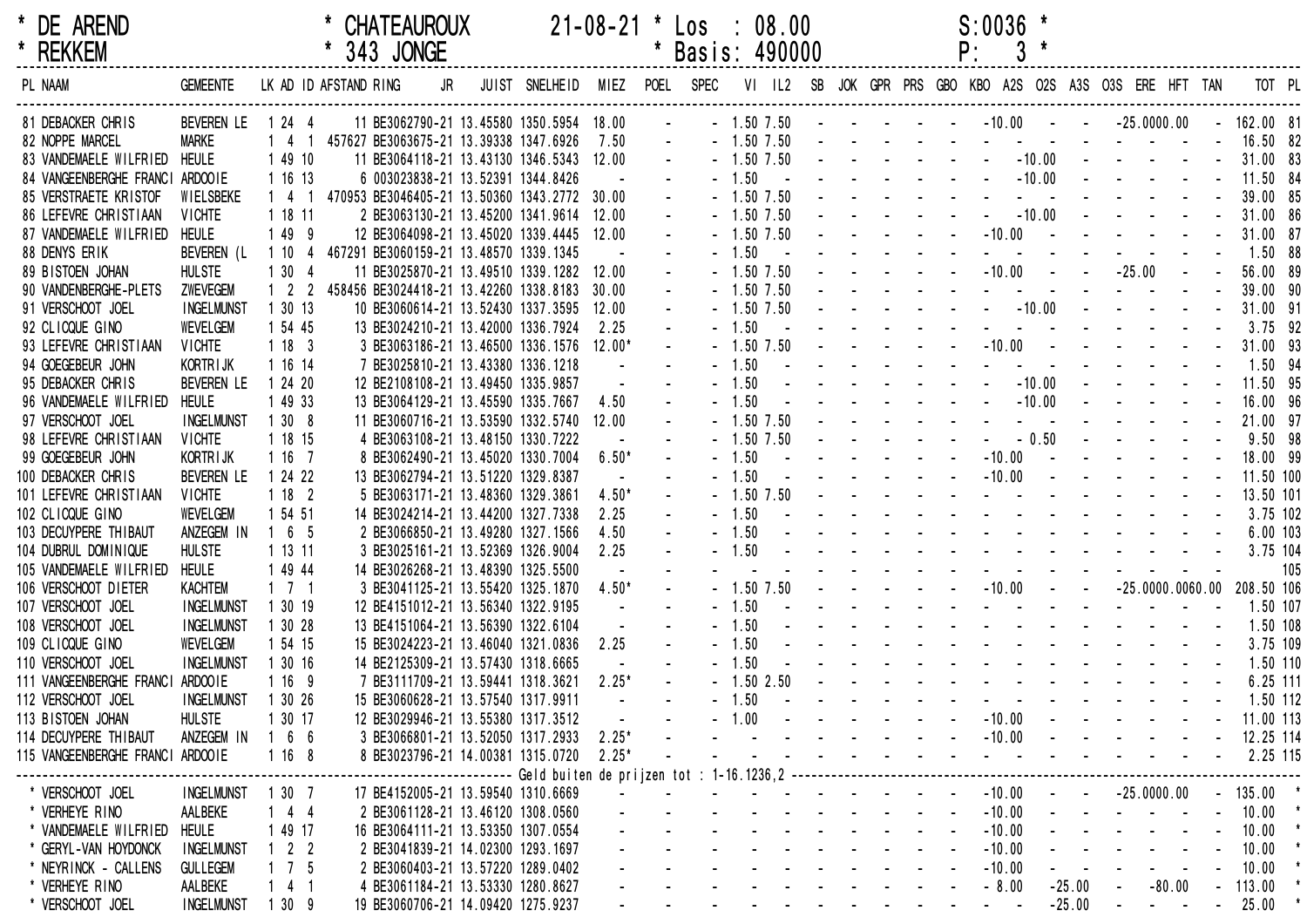\* DE AREND    \* CHATEAUROUX    21-08-21 \* Los : 08.00    S:0036 \*

\* REKKEM    \* 343 JONGE    \* Basis: 490000    P: 3 \*

| PL | NAAM | GEMEENTE | LK | AD | ID | AFSTAND | RING | JR | JUIST | SNELHEID | MIEZ | POEL | SPEC | VI | IL2 | SB | JOK | GPR | PRS | GBO | KBO | A2S | O2S | A3S | O3S | ERE | HFT | TAN | TOT | PL |
|---|---|---|---|---|---|---|---|---|---|---|---|---|---|---|---|---|---|---|---|---|---|---|---|---|---|---|---|---|---|---|
| 81 | DEBACKER CHRIS | BEVEREN LE | 1 | 24 | 4 | 11 | BE3062790-21 | | 13.45580 | 1350.5954 | 18.00 | - | - | 1.50 | 7.50 | - | - | - | - | - | - | -10.00 | - | - | | -25.00 | 00.00 | - | 162.00 | 81 |
| 82 | NOPPE MARCEL | MARKE | 1 | 4 | 1 | 457627 | BE3063675-21 | | 13.39338 | 1347.6926 | 7.50 | - | - | 1.50 | 7.50 | - | - | - | - | - | - | - | - | - | - | - | - | - | 16.50 | 82 |
| 83 | VANDEMAELE WILFRIED | HEULE | 1 | 49 | 10 | 11 | BE3064118-21 | | 13.43130 | 1346.5343 | 12.00 | - | - | 1.50 | 7.50 | - | - | - | - | - | - | - | -10.00 | - | - | - | - | - | 31.00 | 83 |
| 84 | VANGEENBERGHE FRANCI | ARDOOIE | 1 | 16 | 13 | 6 | 003023838-21 | | 13.52391 | 1344.8426 | - | - | - | 1.50 | - | - | - | - | - | - | - | - | -10.00 | - | - | - | - | - | 11.50 | 84 |
| 85 | VERSTRAETE KRISTOF | WIELSBEKE | 1 | 4 | 1 | 470953 | BE3046405-21 | | 13.50360 | 1343.2772 | 30.00 | - | - | 1.50 | 7.50 | - | - | - | - | - | - | - | - | - | - | - | - | - | 39.00 | 85 |
| 86 | LEFEVRE CHRISTIAAN | VICHTE | 1 | 18 | 11 | 2 | BE3063130-21 | | 13.45200 | 1341.9614 | 12.00 | - | - | 1.50 | 7.50 | - | - | - | - | - | - | - | -10.00 | - | - | - | - | - | 31.00 | 86 |
| 87 | VANDEMAELE WILFRIED | HEULE | 1 | 49 | 9 | 12 | BE3064098-21 | | 13.45020 | 1339.4445 | 12.00 | - | - | 1.50 | 7.50 | - | - | - | - | - | - | -10.00 | - | - | - | - | - | - | 31.00 | 87 |
| 88 | DENYS ERIK | BEVEREN (L | 1 | 10 | 4 | 467291 | BE3060159-21 | | 13.48570 | 1339.1345 | - | - | - | 1.50 | - | - | - | - | - | - | - | - | - | - | - | - | - | - | 1.50 | 88 |
| 89 | BISTOEN JOHAN | HULSTE | 1 | 30 | 4 | 11 | BE3025870-21 | | 13.49510 | 1339.1282 | 12.00 | - | - | 1.50 | 7.50 | - | - | - | - | - | - | -10.00 | - | - | | -25.00 | - | - | 56.00 | 89 |
| 90 | VANDENBERGHE-PLETS | ZWEVEGEM | 1 | 2 | 2 | 458456 | BE3024418-21 | | 13.42260 | 1338.8183 | 30.00 | - | - | 1.50 | 7.50 | - | - | - | - | - | - | - | - | - | - | - | - | - | 39.00 | 90 |
| 91 | VERSCHOOT JOEL | INGELMUNST | 1 | 30 | 13 | 10 | BE3060614-21 | | 13.52430 | 1337.3595 | 12.00 | - | - | 1.50 | 7.50 | - | - | - | - | - | - | - | -10.00 | - | - | - | - | - | 31.00 | 91 |
| 92 | CLICQUE GINO | WEVELGEM | 1 | 54 | 45 | 13 | BE3024210-21 | | 13.42000 | 1336.7924 | 2.25 | - | - | 1.50 | - | - | - | - | - | - | - | - | - | - | - | - | - | - | 3.75 | 92 |
| 93 | LEFEVRE CHRISTIAAN | VICHTE | 1 | 18 | 3 | 3 | BE3063186-21 | | 13.46500 | 1336.1576 | 12.00* | - | - | 1.50 | 7.50 | - | - | - | - | - | - | -10.00 | - | - | - | - | - | - | 31.00 | 93 |
| 94 | GOEGEBEUR JOHN | KORTRIJK | 1 | 16 | 14 | 7 | BE3025810-21 | | 13.43380 | 1336.1218 | - | - | - | 1.50 | - | - | - | - | - | - | - | - | - | - | - | - | - | - | 1.50 | 94 |
| 95 | DEBACKER CHRIS | BEVEREN LE | 1 | 24 | 20 | 12 | BE2108108-21 | | 13.49450 | 1335.9857 | - | - | - | 1.50 | - | - | - | - | - | - | - | - | -10.00 | - | - | - | - | - | 11.50 | 95 |
| 96 | VANDEMAELE WILFRIED | HEULE | 1 | 49 | 33 | 13 | BE3064129-21 | | 13.45590 | 1335.7667 | 4.50 | - | - | 1.50 | - | - | - | - | - | - | - | - | -10.00 | - | - | - | - | - | 16.00 | 96 |
| 97 | VERSCHOOT JOEL | INGELMUNST | 1 | 30 | 8 | 11 | BE3060716-21 | | 13.53590 | 1332.5740 | 12.00 | - | - | 1.50 | 7.50 | - | - | - | - | - | - | - | - | - | - | - | - | - | 21.00 | 97 |
| 98 | LEFEVRE CHRISTIAAN | VICHTE | 1 | 18 | 15 | 4 | BE3063108-21 | | 13.48150 | 1330.7222 | - | - | - | 1.50 | 7.50 | - | - | - | - | - | - | - | - 0.50 | - | - | - | - | - | 9.50 | 98 |
| 99 | GOEGEBEUR JOHN | KORTRIJK | 1 | 16 | 7 | 8 | BE3062490-21 | | 13.45020 | 1330.7004 | 6.50* | - | - | 1.50 | - | - | - | - | - | - | - | -10.00 | - | - | - | - | - | - | 18.00 | 99 |
| 100 | DEBACKER CHRIS | BEVEREN LE | 1 | 24 | 22 | 13 | BE3062794-21 | | 13.51220 | 1329.8387 | - | - | - | 1.50 | - | - | - | - | - | - | - | -10.00 | - | - | - | - | - | - | 11.50 | 100 |
| 101 | LEFEVRE CHRISTIAAN | VICHTE | 1 | 18 | 2 | 5 | BE3063171-21 | | 13.48360 | 1329.3861 | 4.50* | - | - | 1.50 | 7.50 | - | - | - | - | - | - | - | - | - | - | - | - | - | 13.50 | 101 |
| 102 | CLICQUE GINO | WEVELGEM | 1 | 54 | 51 | 14 | BE3024214-21 | | 13.44200 | 1327.7338 | 2.25 | - | - | 1.50 | - | - | - | - | - | - | - | - | - | - | - | - | - | - | 3.75 | 102 |
| 103 | DECUYPERE THIBAUT | ANZEGEM IN | 1 | 6 | 5 | 2 | BE3066850-21 | | 13.49280 | 1327.1566 | 4.50 | - | - | 1.50 | - | - | - | - | - | - | - | - | - | - | - | - | - | - | 6.00 | 103 |
| 104 | DUBRUL DOMINIQUE | HULSTE | 1 | 13 | 11 | 3 | BE3025161-21 | | 13.52369 | 1326.9004 | 2.25 | - | - | 1.50 | - | - | - | - | - | - | - | - | - | - | - | - | - | - | 3.75 | 104 |
| 105 | VANDEMAELE WILFRIED | HEULE | 1 | 49 | 44 | 14 | BE3026268-21 | | 13.48390 | 1325.5500 | - | - | | | | | | | | | | | | | | | | | | 105 |
| 106 | VERSCHOOT DIETER | KACHTEM | 1 | 7 | 1 | 3 | BE3041125-21 | | 13.55420 | 1325.1870 | 4.50* | - | - | 1.50 | 7.50 | - | - | - | - | - | - | -10.00 | - | - | | -25.00 | 00.00 | 60.00 | 208.50 | 106 |
| 107 | VERSCHOOT JOEL | INGELMUNST | 1 | 30 | 19 | 12 | BE4151012-21 | | 13.56340 | 1322.9195 | - | - | - | 1.50 | - | - | - | - | - | - | - | - | - | - | - | - | - | - | 1.50 | 107 |
| 108 | VERSCHOOT JOEL | INGELMUNST | 1 | 30 | 28 | 13 | BE4151064-21 | | 13.56390 | 1322.6104 | - | - | - | 1.50 | - | - | - | - | - | - | - | - | - | - | - | - | - | - | 1.50 | 108 |
| 109 | CLICQUE GINO | WEVELGEM | 1 | 54 | 15 | 15 | BE3024223-21 | | 13.46040 | 1321.0836 | 2.25 | - | - | 1.50 | - | - | - | - | - | - | - | - | - | - | - | - | - | - | 3.75 | 109 |
| 110 | VERSCHOOT JOEL | INGELMUNST | 1 | 30 | 16 | 14 | BE2125309-21 | | 13.57430 | 1318.6665 | - | - | - | 1.50 | - | - | - | - | - | - | - | - | - | - | - | - | - | - | 1.50 | 110 |
| 111 | VANGEENBERGHE FRANCI | ARDOOIE | 1 | 16 | 9 | 7 | BE3111709-21 | | 13.59441 | 1318.3621 | 2.25* | - | - | 1.50 | 2.50 | - | - | - | - | - | - | - | - | - | - | - | - | - | 6.25 | 111 |
| 112 | VERSCHOOT JOEL | INGELMUNST | 1 | 30 | 26 | 15 | BE3060628-21 | | 13.57540 | 1317.9911 | - | - | - | 1.50 | - | - | - | - | - | - | - | - | - | - | - | - | - | - | 1.50 | 112 |
| 113 | BISTOEN JOHAN | HULSTE | 1 | 30 | 17 | 12 | BE3029946-21 | | 13.55380 | 1317.3512 | - | - | - | 1.00 | - | - | - | - | - | - | - | -10.00 | - | - | - | - | - | - | 11.00 | 113 |
| 114 | DECUYPERE THIBAUT | ANZEGEM IN | 1 | 6 | 6 | 3 | BE3066801-21 | | 13.52050 | 1317.2933 | 2.25* | - | - | - | - | - | - | - | - | - | - | -10.00 | - | - | - | - | - | - | 12.25 | 114 |
| 115 | VANGEENBERGHE FRANCI | ARDOOIE | 1 | 16 | 8 | 8 | BE3023796-21 | | 14.00381 | 1315.0720 | 2.25* | - | - | - | - | - | - | - | - | - | - | - | - | - | - | - | - | - | 2.25 | 115 |

Geld buiten de prijzen tot : 1-16.1236,2

| PL | NAAM | GEMEENTE | LK | AD | ID | AFSTAND | RING | JR | JUIST | SNELHEID | MIEZ | POEL | SPEC | VI | IL2 | SB | JOK | GPR | PRS | GBO | KBO | A2S | O2S | A3S | O3S | ERE | HFT | TAN | TOT | PL |
|---|---|---|---|---|---|---|---|---|---|---|---|---|---|---|---|---|---|---|---|---|---|---|---|---|---|---|---|---|---|---|
| * | VERSCHOOT JOEL | INGELMUNST | 1 | 30 | 7 | 17 | BE4152005-21 | | 13.59540 | 1310.6669 | - | - | - | - | - | - | - | - | - | - | - | -10.00 | - | - | | -25.00 | 00.00 | - | 135.00 | * |
| * | VERHEYE RINO | AALBEKE | 1 | 4 | 4 | 2 | BE3061128-21 | | 13.46120 | 1308.0560 | - | - | - | - | - | - | - | - | - | - | - | -10.00 | - | - | - | - | - | - | 10.00 | * |
| * | VANDEMAELE WILFRIED | HEULE | 1 | 49 | 17 | 16 | BE3064111-21 | | 13.53350 | 1307.0554 | - | - | - | - | - | - | - | - | - | - | - | -10.00 | - | - | - | - | - | - | 10.00 | * |
| * | GERYL-VAN HOYDONCK | INGELMUNST | 1 | 2 | 2 | 2 | BE3041839-21 | | 14.02300 | 1293.1697 | - | - | - | - | - | - | - | - | - | - | - | -10.00 | - | - | - | - | - | - | 10.00 | * |
| * | NEYRINCK - CALLENS | GULLEGEM | 1 | 7 | 5 | 2 | BE3060403-21 | | 13.57220 | 1289.0402 | - | - | - | - | - | - | - | - | - | - | - | -10.00 | - | - | - | - | - | - | 10.00 | * |
| * | VERHEYE RINO | AALBEKE | 1 | 4 | 1 | 4 | BE3061184-21 | | 13.53330 | 1280.8627 | - | - | - | - | - | - | - | - | - | - | - | - 8.00 | | -25.00 | - | -80.00 | - | | 113.00 | * |
| * | VERSCHOOT JOEL | INGELMUNST | 1 | 30 | 9 | 19 | BE3060706-21 | | 14.09420 | 1275.9237 | - | - | - | - | - | - | - | - | - | - | - | - | - | -25.00 | - | - | - | - | 25.00 | * |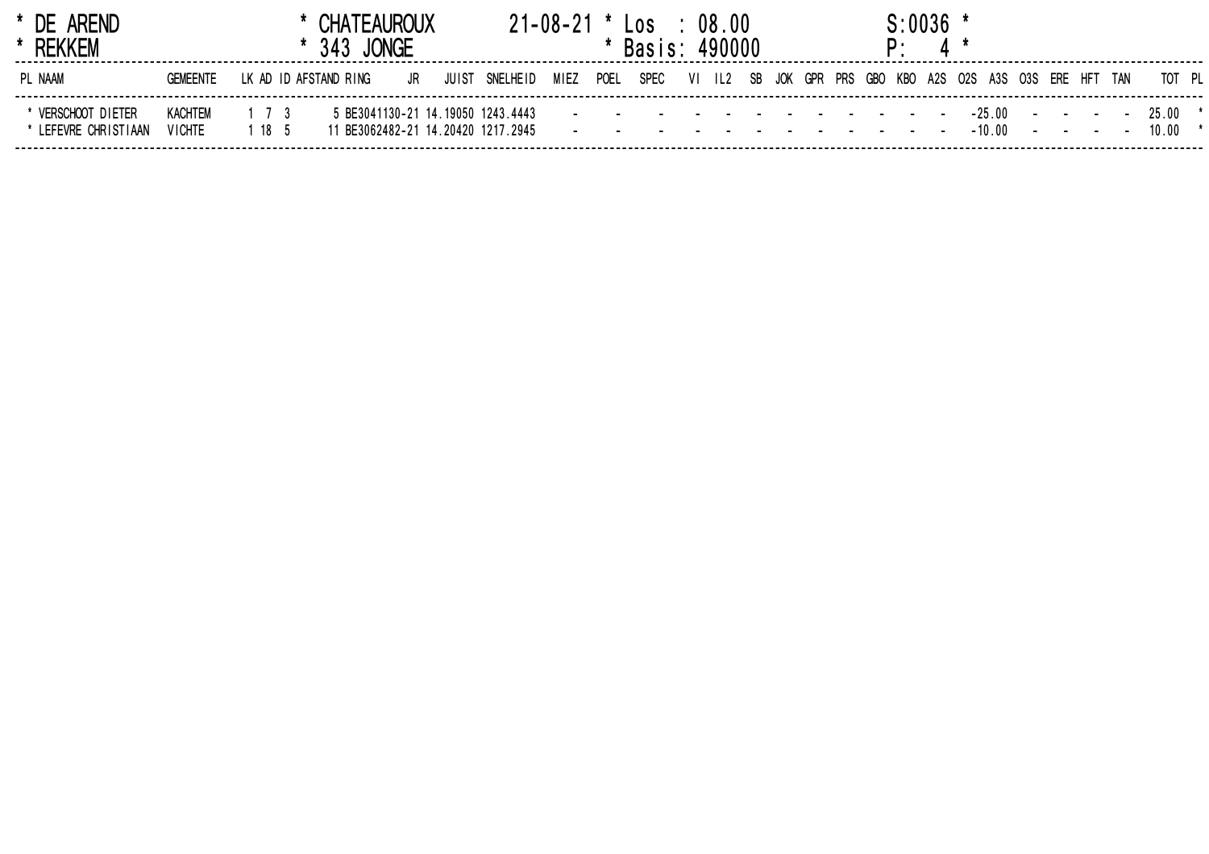\* DE AREND
\* REKKEM

\* CHATEAUROUX
\* 343 JONGE

21-08-21 * Los : 08.00
\* Basis: 490000

S:0036 *
P: 4 *

| PL | NAAM | GEMEENTE | LK | AD | ID | AFSTAND | RING | JR | JUIST | SNELHEID | MIEZ | POEL | SPEC | VI | IL2 | SB | JOK | GPR | PRS | GBO | KBO | A2S | O2S | A3S | O3S | ERE | HFT | TAN | TOT | PL |
|---|---|---|---|---|---|---|---|---|---|---|---|---|---|---|---|---|---|---|---|---|---|---|---|---|---|---|---|---|---|---|
| * | VERSCHOOT DIETER | KACHTEM | 1 | 7 | 3 | 5 | BE3041130-21 | | 14.19050 | 1243.4443 | - | - | - | - | - | - | - | - | - | - | - | - | -25.00 | | - | - | - | - | 25.00 | * |
| * | LEFEVRE CHRISTIAAN | VICHTE | 1 | 18 | 5 | 11 | BE3062482-21 | | 14.20420 | 1217.2945 | - | - | - | - | - | - | - | - | - | - | - | - | -10.00 | | - | - | - | - | 10.00 | * |